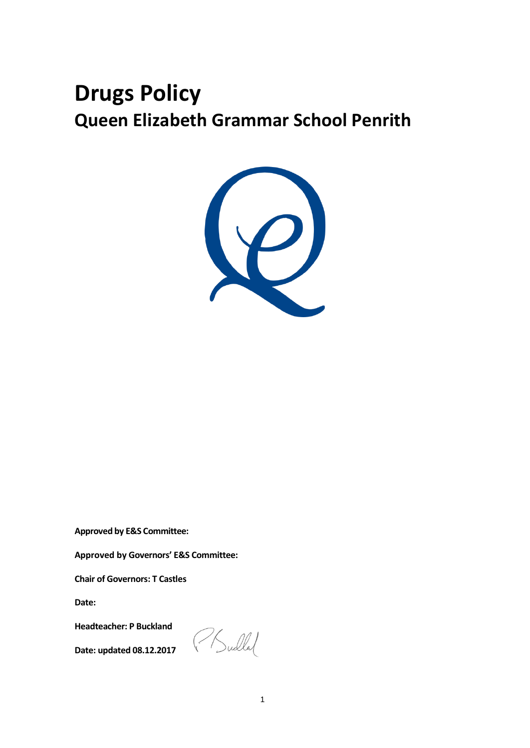# Drugs Policy

## Queen Elizabeth Grammar School Penrith

**Approved by E&S Committee:**

**Approved by Governors' E&S Committee:**

**Chair of Governors: T Castles**

**Date:**

**Headteacher: P Buckland**

**Date: updated 08.12.2017**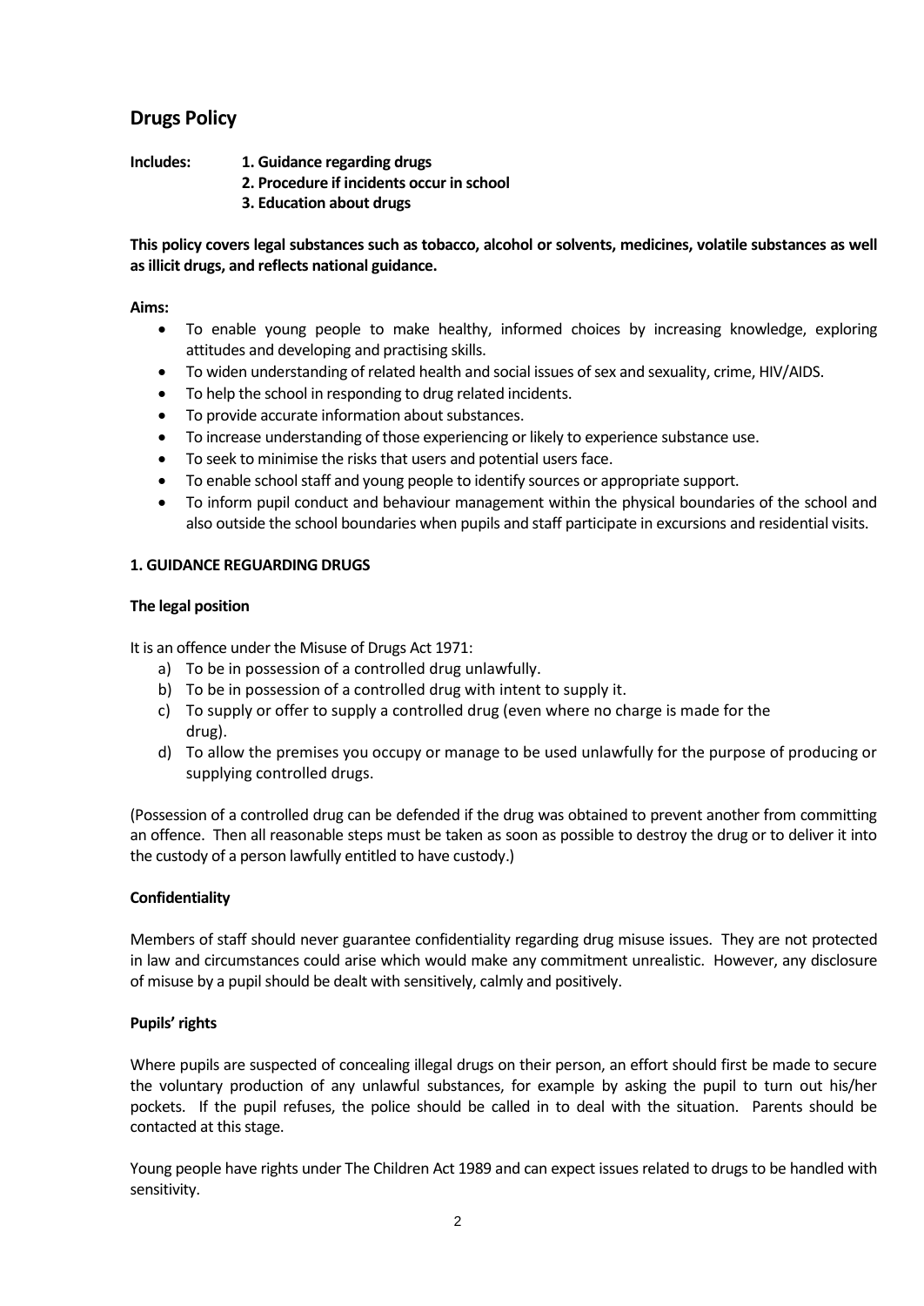## Drugs Policy

**Includes:** **1. Guidance regarding drugs**
**2. Procedure if incidents occur in school**
**3. Education about drugs**

**This policy covers legal substances such as tobacco, alcohol or solvents, medicines, volatile substances as well as illicit drugs, and reflects national guidance.**

**Aims:**

- To enable young people to make healthy, informed choices by increasing knowledge, exploring attitudes and developing and practising skills.
- To widen understanding of related health and social issues of sex and sexuality, crime, HIV/AIDS.
- To help the school in responding to drug related incidents.
- To provide accurate information about substances.
- To increase understanding of those experiencing or likely to experience substance use.
- To seek to minimise the risks that users and potential users face.
- To enable school staff and young people to identify sources or appropriate support.
- To inform pupil conduct and behaviour management within the physical boundaries of the school and also outside the school boundaries when pupils and staff participate in excursions and residential visits.

### 1. GUIDANCE REGUARDING DRUGS

**The legal position**

It is an offence under the Misuse of Drugs Act 1971:

a) To be in possession of a controlled drug unlawfully.
b) To be in possession of a controlled drug with intent to supply it.
c) To supply or offer to supply a controlled drug (even where no charge is made for the drug).
d) To allow the premises you occupy or manage to be used unlawfully for the purpose of producing or supplying controlled drugs.

(Possession of a controlled drug can be defended if the drug was obtained to prevent another from committing an offence. Then all reasonable steps must be taken as soon as possible to destroy the drug or to deliver it into the custody of a person lawfully entitled to have custody.)

**Confidentiality**

Members of staff should never guarantee confidentiality regarding drug misuse issues. They are not protected in law and circumstances could arise which would make any commitment unrealistic. However, any disclosure of misuse by a pupil should be dealt with sensitively, calmly and positively.

**Pupils' rights**

Where pupils are suspected of concealing illegal drugs on their person, an effort should first be made to secure the voluntary production of any unlawful substances, for example by asking the pupil to turn out his/her pockets. If the pupil refuses, the police should be called in to deal with the situation. Parents should be contacted at this stage.

Young people have rights under The Children Act 1989 and can expect issues related to drugs to be handled with sensitivity.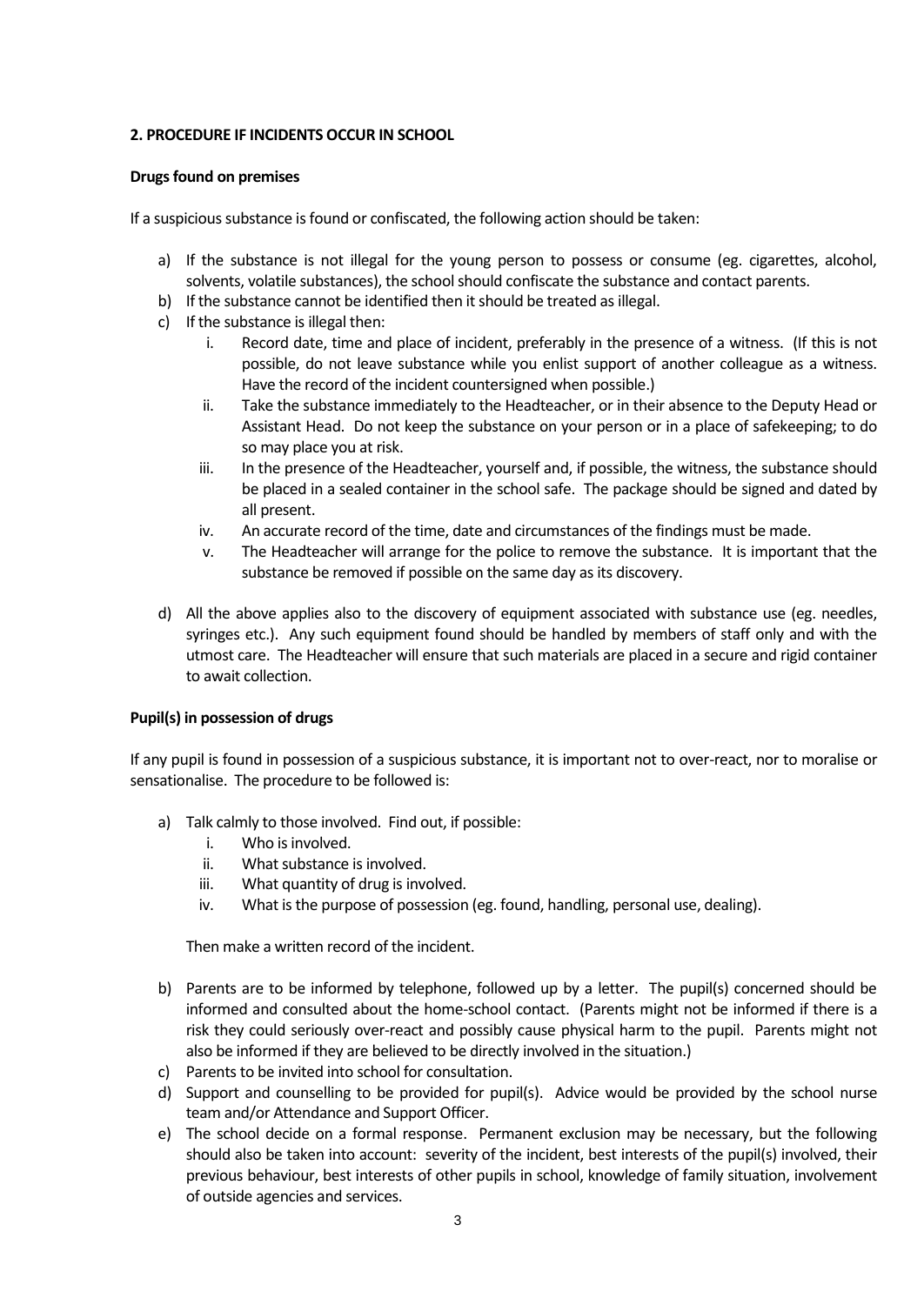**2. PROCEDURE IF INCIDENTS OCCUR IN SCHOOL**

**Drugs found on premises**

If a suspicious substance is found or confiscated, the following action should be taken:

a) If the substance is not illegal for the young person to possess or consume (eg. cigarettes, alcohol, solvents, volatile substances), the school should confiscate the substance and contact parents.
b) If the substance cannot be identified then it should be treated as illegal.
c) If the substance is illegal then:
    i. Record date, time and place of incident, preferably in the presence of a witness. (If this is not possible, do not leave substance while you enlist support of another colleague as a witness. Have the record of the incident countersigned when possible.)
    ii. Take the substance immediately to the Headteacher, or in their absence to the Deputy Head or Assistant Head. Do not keep the substance on your person or in a place of safekeeping; to do so may place you at risk.
    iii. In the presence of the Headteacher, yourself and, if possible, the witness, the substance should be placed in a sealed container in the school safe. The package should be signed and dated by all present.
    iv. An accurate record of the time, date and circumstances of the findings must be made.
    v. The Headteacher will arrange for the police to remove the substance. It is important that the substance be removed if possible on the same day as its discovery.

d) All the above applies also to the discovery of equipment associated with substance use (eg. needles, syringes etc.). Any such equipment found should be handled by members of staff only and with the utmost care. The Headteacher will ensure that such materials are placed in a secure and rigid container to await collection.

**Pupil(s) in possession of drugs**

If any pupil is found in possession of a suspicious substance, it is important not to over-react, nor to moralise or sensationalise. The procedure to be followed is:

a) Talk calmly to those involved. Find out, if possible:
    i. Who is involved.
    ii. What substance is involved.
    iii. What quantity of drug is involved.
    iv. What is the purpose of possession (eg. found, handling, personal use, dealing).

    Then make a written record of the incident.

b) Parents are to be informed by telephone, followed up by a letter. The pupil(s) concerned should be informed and consulted about the home-school contact. (Parents might not be informed if there is a risk they could seriously over-react and possibly cause physical harm to the pupil. Parents might not also be informed if they are believed to be directly involved in the situation.)
c) Parents to be invited into school for consultation.
d) Support and counselling to be provided for pupil(s). Advice would be provided by the school nurse team and/or Attendance and Support Officer.
e) The school decide on a formal response. Permanent exclusion may be necessary, but the following should also be taken into account: severity of the incident, best interests of the pupil(s) involved, their previous behaviour, best interests of other pupils in school, knowledge of family situation, involvement of outside agencies and services.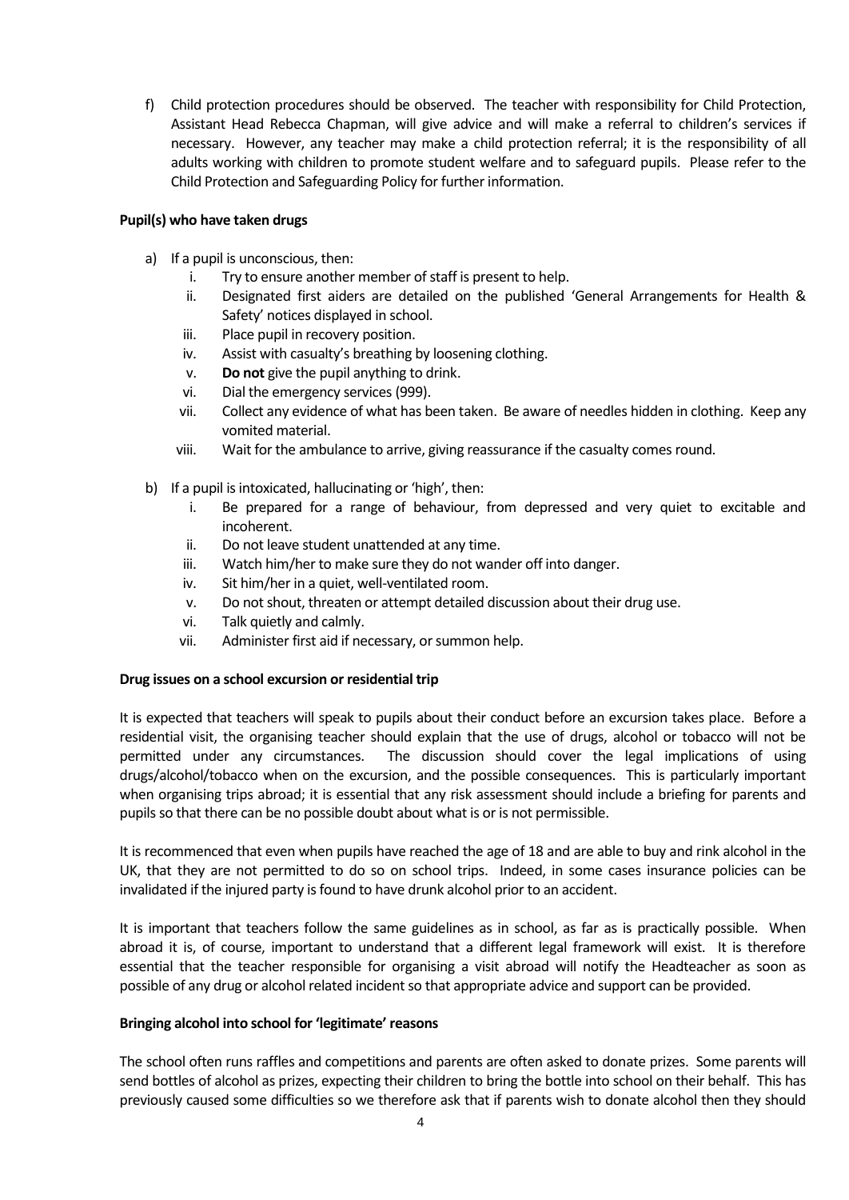f) Child protection procedures should be observed. The teacher with responsibility for Child Protection, Assistant Head Rebecca Chapman, will give advice and will make a referral to children's services if necessary. However, any teacher may make a child protection referral; it is the responsibility of all adults working with children to promote student welfare and to safeguard pupils. Please refer to the Child Protection and Safeguarding Policy for further information.

**Pupil(s) who have taken drugs**

a) If a pupil is unconscious, then:
   i. Try to ensure another member of staff is present to help.
   ii. Designated first aiders are detailed on the published 'General Arrangements for Health & Safety' notices displayed in school.
   iii. Place pupil in recovery position.
   iv. Assist with casualty's breathing by loosening clothing.
   v. **Do not** give the pupil anything to drink.
   vi. Dial the emergency services (999).
   vii. Collect any evidence of what has been taken. Be aware of needles hidden in clothing. Keep any vomited material.
   viii. Wait for the ambulance to arrive, giving reassurance if the casualty comes round.

b) If a pupil is intoxicated, hallucinating or 'high', then:
   i. Be prepared for a range of behaviour, from depressed and very quiet to excitable and incoherent.
   ii. Do not leave student unattended at any time.
   iii. Watch him/her to make sure they do not wander off into danger.
   iv. Sit him/her in a quiet, well-ventilated room.
   v. Do not shout, threaten or attempt detailed discussion about their drug use.
   vi. Talk quietly and calmly.
   vii. Administer first aid if necessary, or summon help.

**Drug issues on a school excursion or residential trip**

It is expected that teachers will speak to pupils about their conduct before an excursion takes place. Before a residential visit, the organising teacher should explain that the use of drugs, alcohol or tobacco will not be permitted under any circumstances. The discussion should cover the legal implications of using drugs/alcohol/tobacco when on the excursion, and the possible consequences. This is particularly important when organising trips abroad; it is essential that any risk assessment should include a briefing for parents and pupils so that there can be no possible doubt about what is or is not permissible.

It is recommenced that even when pupils have reached the age of 18 and are able to buy and rink alcohol in the UK, that they are not permitted to do so on school trips. Indeed, in some cases insurance policies can be invalidated if the injured party is found to have drunk alcohol prior to an accident.

It is important that teachers follow the same guidelines as in school, as far as is practically possible. When abroad it is, of course, important to understand that a different legal framework will exist. It is therefore essential that the teacher responsible for organising a visit abroad will notify the Headteacher as soon as possible of any drug or alcohol related incident so that appropriate advice and support can be provided.

**Bringing alcohol into school for 'legitimate' reasons**

The school often runs raffles and competitions and parents are often asked to donate prizes. Some parents will send bottles of alcohol as prizes, expecting their children to bring the bottle into school on their behalf. This has previously caused some difficulties so we therefore ask that if parents wish to donate alcohol then they should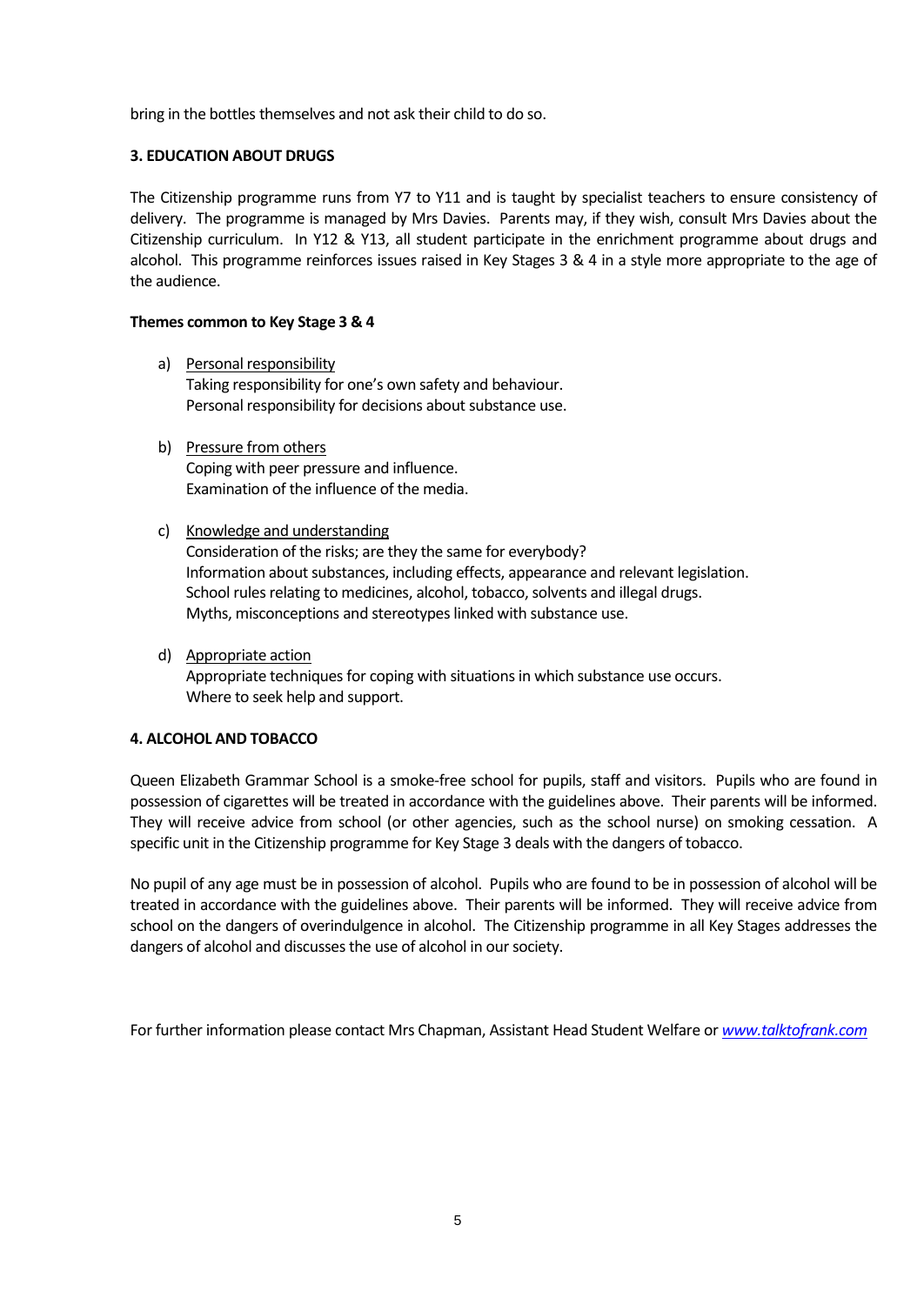bring in the bottles themselves and not ask their child to do so.

**3. EDUCATION ABOUT DRUGS**

The Citizenship programme runs from Y7 to Y11 and is taught by specialist teachers to ensure consistency of delivery. The programme is managed by Mrs Davies. Parents may, if they wish, consult Mrs Davies about the Citizenship curriculum. In Y12 & Y13, all student participate in the enrichment programme about drugs and alcohol. This programme reinforces issues raised in Key Stages 3 & 4 in a style more appropriate to the age of the audience.

**Themes common to Key Stage 3 & 4**

a) Personal responsibility
   Taking responsibility for one's own safety and behaviour.
   Personal responsibility for decisions about substance use.

b) Pressure from others
   Coping with peer pressure and influence.
   Examination of the influence of the media.

c) Knowledge and understanding
   Consideration of the risks; are they the same for everybody?
   Information about substances, including effects, appearance and relevant legislation.
   School rules relating to medicines, alcohol, tobacco, solvents and illegal drugs.
   Myths, misconceptions and stereotypes linked with substance use.

d) Appropriate action
   Appropriate techniques for coping with situations in which substance use occurs.
   Where to seek help and support.

**4. ALCOHOL AND TOBACCO**

Queen Elizabeth Grammar School is a smoke-free school for pupils, staff and visitors. Pupils who are found in possession of cigarettes will be treated in accordance with the guidelines above. Their parents will be informed. They will receive advice from school (or other agencies, such as the school nurse) on smoking cessation. A specific unit in the Citizenship programme for Key Stage 3 deals with the dangers of tobacco.

No pupil of any age must be in possession of alcohol. Pupils who are found to be in possession of alcohol will be treated in accordance with the guidelines above. Their parents will be informed. They will receive advice from school on the dangers of overindulgence in alcohol. The Citizenship programme in all Key Stages addresses the dangers of alcohol and discusses the use of alcohol in our society.

For further information please contact Mrs Chapman, Assistant Head Student Welfare or *www.talktofrank.com*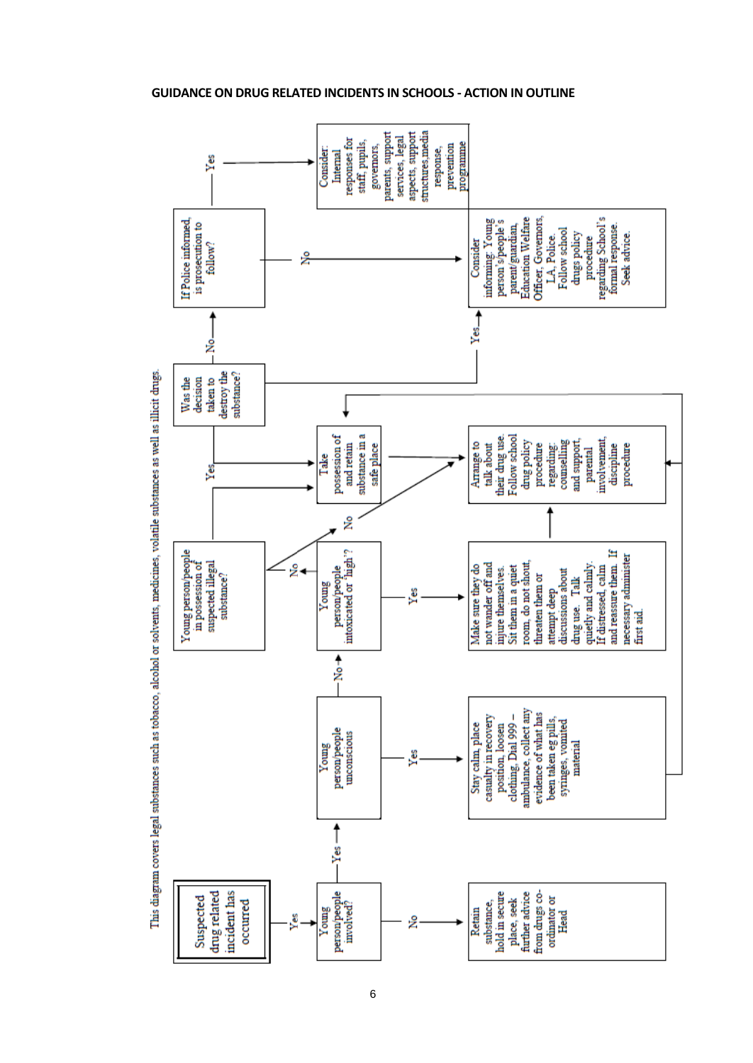# GUIDANCE ON DRUG RELATED INCIDENTS IN SCHOOLS - ACTION IN OUTLINE

This diagram covers legal substances such as tobacco, alcohol or solvents, medicines, volatile substances as well as illicit drugs.

Suspected drug related incident has occurred

Yes

Young person/people involved?

No

Retain substance, hold in secure place, seek further advice from drugs co-ordinator or Head

Yes

Young person/people unconscious

Yes

Stay calm, place casualty in recovery position, loosen clothing. Dial 999 – ambulance, collect any evidence of what has been taken eg pills, syringes, vomited material

No

Young person/people intoxicated or 'high'?

Yes

Make sure they do not wander off and injure themselves. Sit them in a quiet room, do not shout, threaten them or attempt deep discussions about drug use. Talk quietly and calmly. If distressed, calm and reassure them. If necessary administer first aid.

No

Young person/people in possession of suspected illegal substance?

Yes

No

Take possession of and retain substance in a safe place

Arrange to talk about their drug use. Follow school drug policy procedure regarding: counselling and support, parental involvement, discipline procedure

Was the decision taken to destroy the substance?

Yes

No

If Police informed, is prosecution to follow?

No

Yes

Consider informing: Young person's/people's parent/guardian, Education Welfare Officer, Governors, LA, Police. Follow school drugs policy procedure regarding School's formal response. Seek advice.

Consider: Internal responses for staff, pupils, governors, parents, support services, legal aspects, support structures, media response, prevention programme